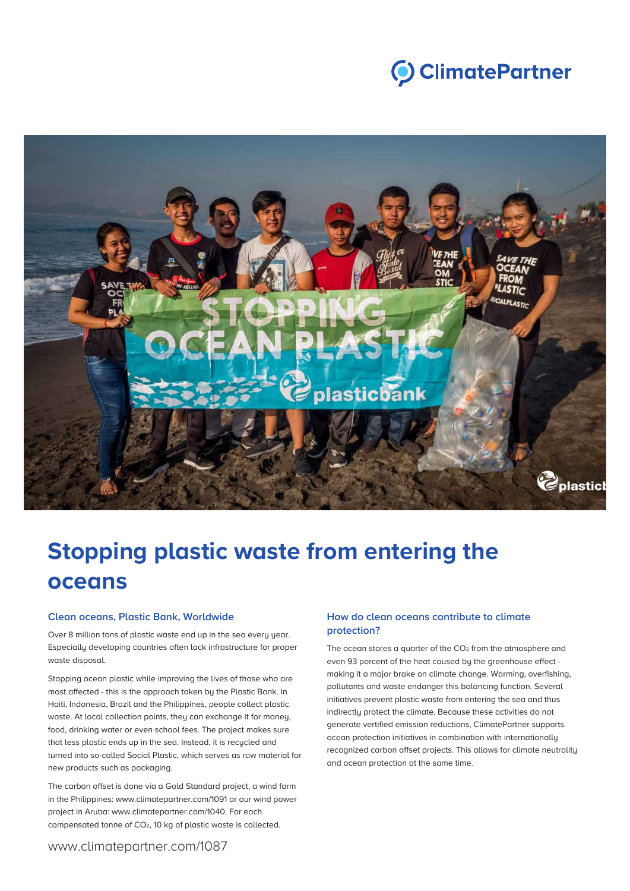ClimatePartner

# Stopping plastic waste from entering the oceans

### Clean oceans, Plastic Bank, Worldwide

Over 8 million tons of plastic waste end up in the sea every year. Especially developing countries often lack infrastructure for proper waste disposal.

Stopping ocean plastic while improving the lives of those who are most affected - this is the approach taken by the Plastic Bank. In Haiti, Indonesia, Brazil and the Philippines, people collect plastic waste. At local collection points, they can exchange it for money, food, drinking water or even school fees. The project makes sure that less plastic ends up in the sea. Instead, it is recycled and turned into so-called Social Plastic, which serves as raw material for new products such as packaging.

The carbon offset is done via a Gold Standard project, a wind farm in the Philippines: www.climatepartner.com/1091 or our wind power project in Aruba: www.climatepartner.com/1040. For each compensated tonne of $CO_2$, 10 kg of plastic waste is collected.

### How do clean oceans contribute to climate protection?

The ocean stores a quarter of the $CO_2$ from the atmosphere and even 93 percent of the heat caused by the greenhouse effect - making it a major brake on climate change. Warming, overfishing, pollutants and waste endanger this balancing function. Several initiatives prevent plastic waste from entering the sea and thus indirectly protect the climate. Because these activities do not generate vertified emission reductions, ClimatePartner supports ocean protection initiatives in combination with internationally recognized carbon offset projects. This allows for climate neutrality and ocean protection at the same time.

www.climatepartner.com/1087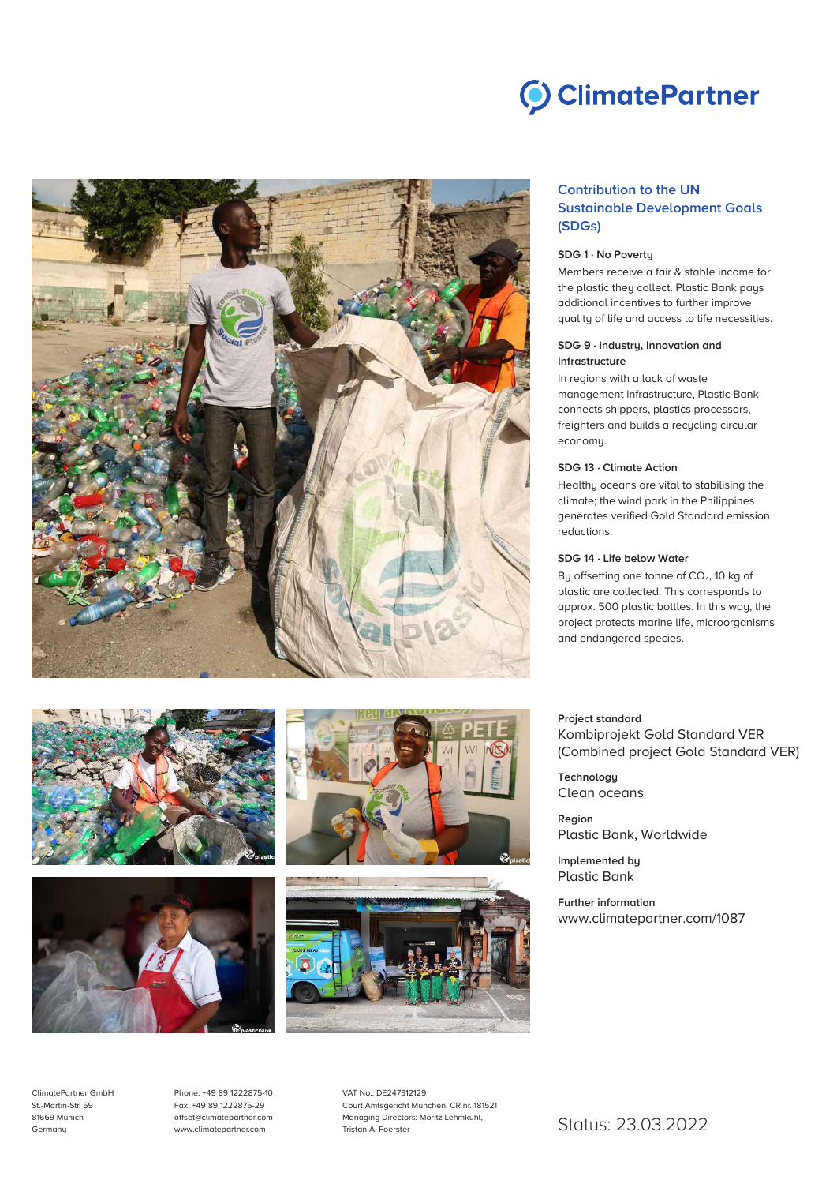## Contribution to the UN Sustainable Development Goals (SDGs)

**SDG 1 · No Poverty**

Members receive a fair & stable income for the plastic they collect. Plastic Bank pays additional incentives to further improve quality of life and access to life necessities.

**SDG 9 · Industry, Innovation and Infrastructure**

In regions with a lack of waste management infrastructure, Plastic Bank connects shippers, plastics processors, freighters and builds a recycling circular economy.

**SDG 13 · Climate Action**

Healthy oceans are vital to stabilising the climate; the wind park in the Philippines generates verified Gold Standard emission reductions.

**SDG 14 · Life below Water**

By offsetting one tonne of $CO_2$, 10 kg of plastic are collected. This corresponds to approx. 500 plastic bottles. In this way, the project protects marine life, microorganisms and endangered species.

**Project standard**
Kombiprojekt Gold Standard VER (Combined project Gold Standard VER)

**Technology**
Clean oceans

**Region**
Plastic Bank, Worldwide

**Implemented by**
Plastic Bank

**Further information**
www.climatepartner.com/1087

ClimatePartner GmbH
St.-Martin-Str. 59
81669 Munich
Germany

Phone: +49 89 1222875-10
Fax: +49 89 1222875-29
offset@climatepartner.com
www.climatepartner.com

VAT No.: DE247312129
Court Amtsgericht München, CR nr. 181521
Managing Directors: Moritz Lehmkuhl, Tristan A. Foerster

Status: 23.03.2022